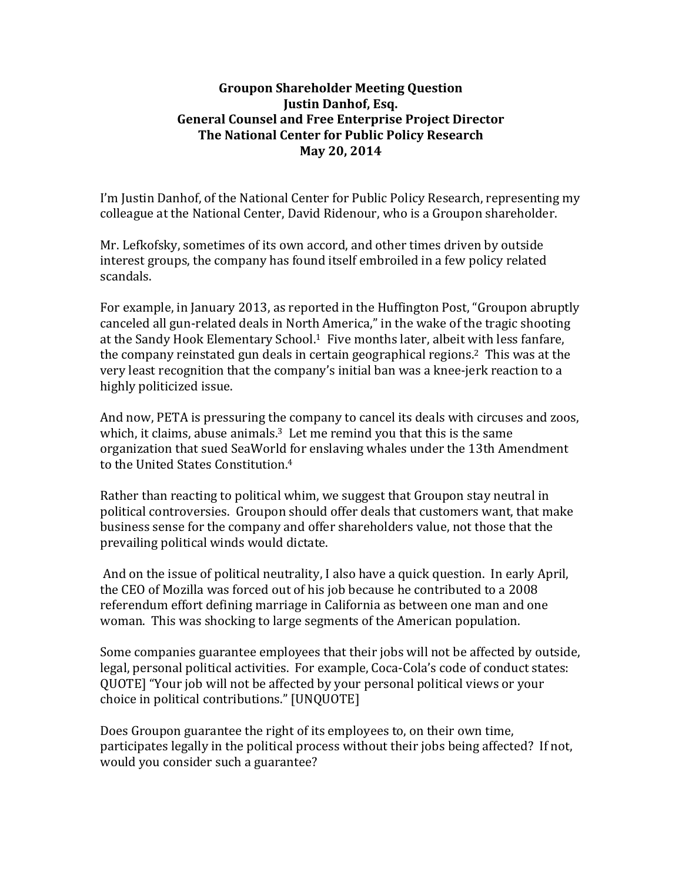**Groupon Shareholder Meeting Question**
**Justin Danhof, Esq.**
**General Counsel and Free Enterprise Project Director**
**The National Center for Public Policy Research**
**May 20, 2014**

I'm Justin Danhof, of the National Center for Public Policy Research, representing my colleague at the National Center, David Ridenour, who is a Groupon shareholder.

Mr. Lefkofsky, sometimes of its own accord, and other times driven by outside interest groups, the company has found itself embroiled in a few policy related scandals.

For example, in January 2013, as reported in the Huffington Post, "Groupon abruptly canceled all gun-related deals in North America," in the wake of the tragic shooting at the Sandy Hook Elementary School.[1] Five months later, albeit with less fanfare, the company reinstated gun deals in certain geographical regions.[2] This was at the very least recognition that the company's initial ban was a knee-jerk reaction to a highly politicized issue.

And now, PETA is pressuring the company to cancel its deals with circuses and zoos, which, it claims, abuse animals.[3] Let me remind you that this is the same organization that sued SeaWorld for enslaving whales under the 13th Amendment to the United States Constitution.[4]

Rather than reacting to political whim, we suggest that Groupon stay neutral in political controversies. Groupon should offer deals that customers want, that make business sense for the company and offer shareholders value, not those that the prevailing political winds would dictate.

And on the issue of political neutrality, I also have a quick question. In early April, the CEO of Mozilla was forced out of his job because he contributed to a 2008 referendum effort defining marriage in California as between one man and one woman. This was shocking to large segments of the American population.

Some companies guarantee employees that their jobs will not be affected by outside, legal, personal political activities. For example, Coca-Cola's code of conduct states: QUOTE] "Your job will not be affected by your personal political views or your choice in political contributions." [UNQUOTE]

Does Groupon guarantee the right of its employees to, on their own time, participates legally in the political process without their jobs being affected? If not, would you consider such a guarantee?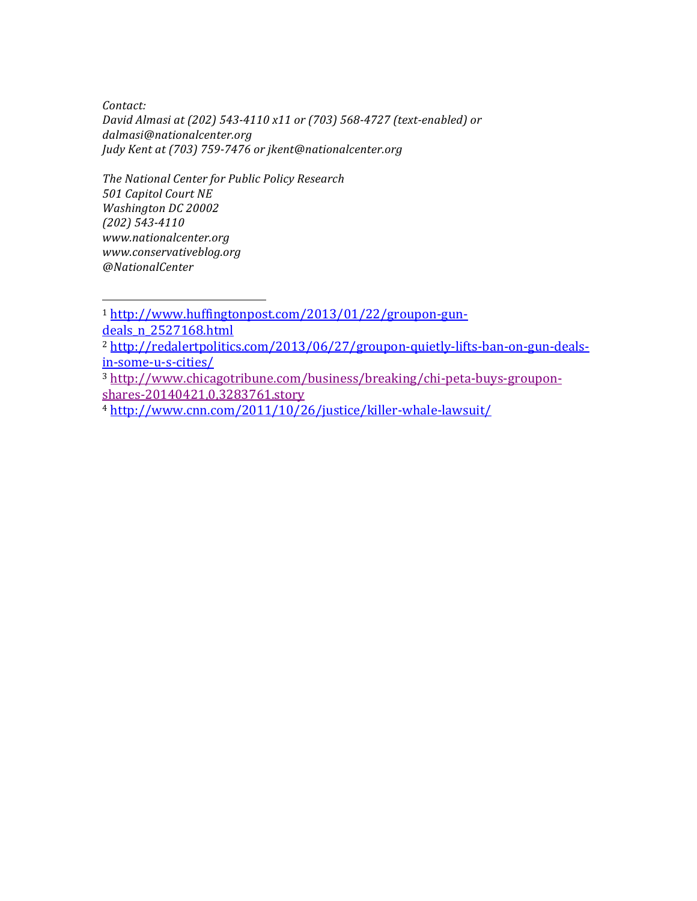*Contact:*
*David Almasi at (202) 543-4110 x11 or (703) 568-4727 (text-enabled) or dalmasi@nationalcenter.org*
*Judy Kent at (703) 759-7476 or jkent@nationalcenter.org*

*The National Center for Public Policy Research*
*501 Capitol Court NE*
*Washington DC 20002*
*(202) 543-4110*
*www.nationalcenter.org*
*www.conservativeblog.org*
*@NationalCenter*

---

[1] http://www.huffingtonpost.com/2013/01/22/groupon-gun-deals_n_2527168.html

[2] http://redalertpolitics.com/2013/06/27/groupon-quietly-lifts-ban-on-gun-deals-in-some-u-s-cities/

[3] http://www.chicagotribune.com/business/breaking/chi-peta-buys-groupon-shares-20140421,0,3283761.story

[4] http://www.cnn.com/2011/10/26/justice/killer-whale-lawsuit/